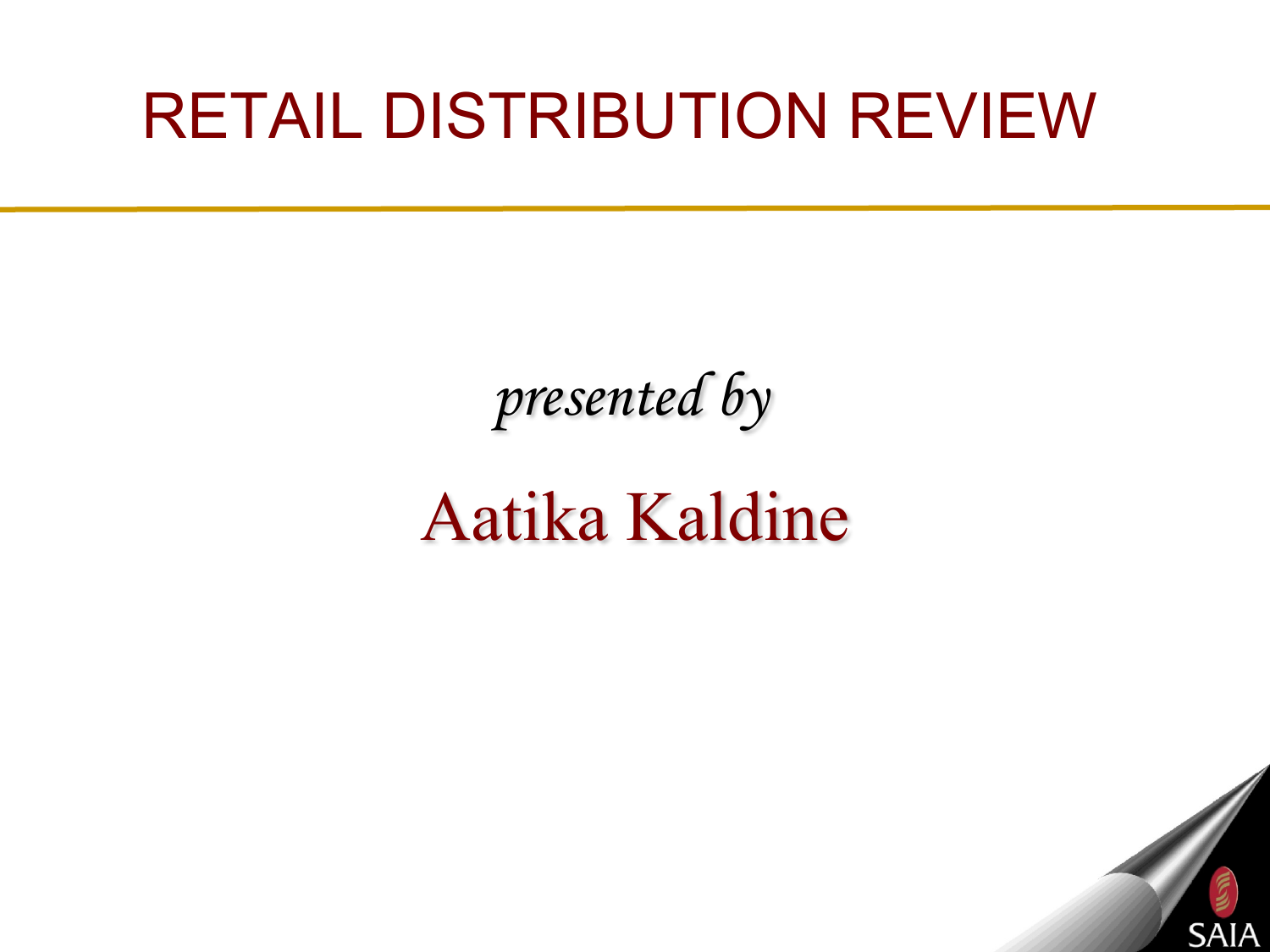# RETAIL DISTRIBUTION REVIEW

*presented by*

Aatika Kaldine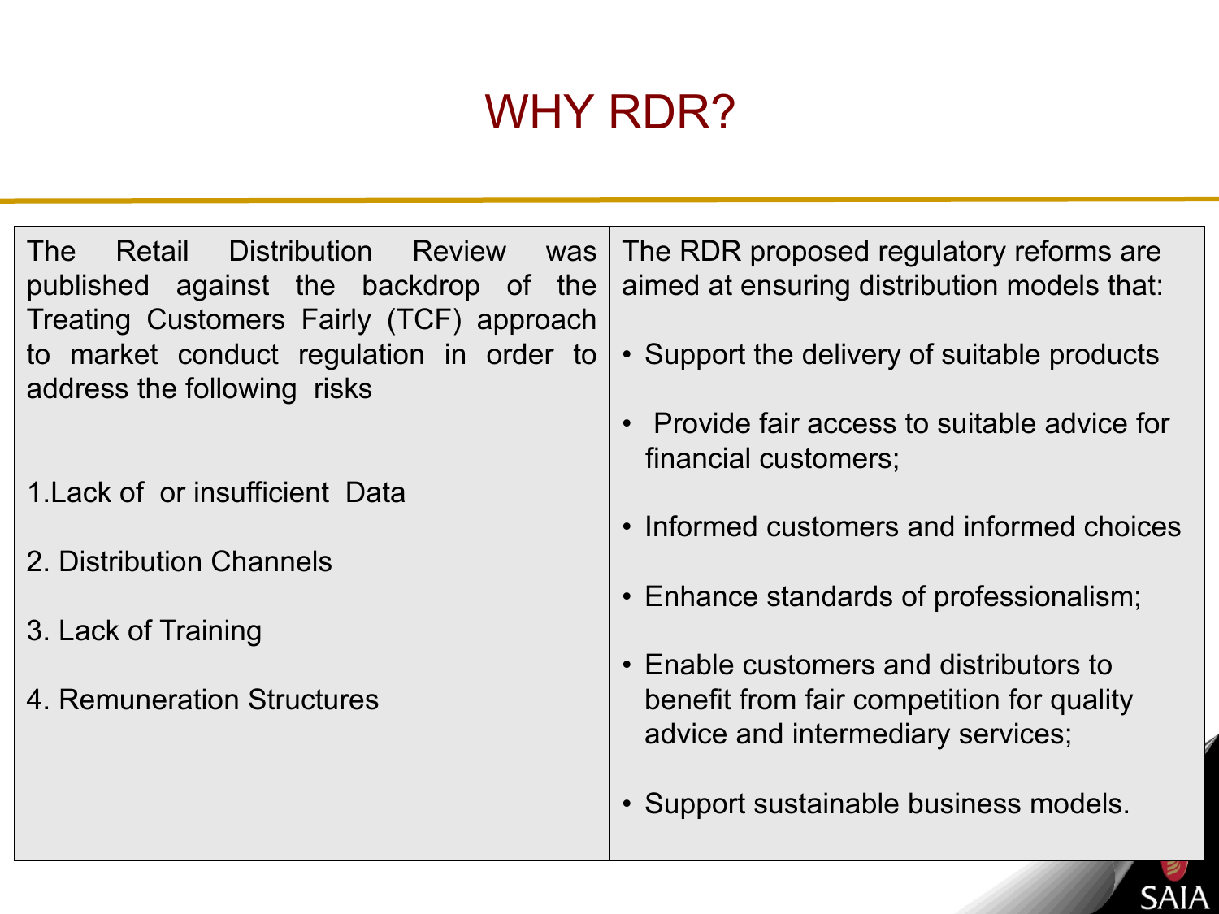# WHY RDR?

The Retail Distribution Review was published against the backdrop of the Treating Customers Fairly (TCF) approach to market conduct regulation in order to address the following risks

1. Lack of or insufficient Data
2. Distribution Channels
3. Lack of Training
4. Remuneration Structures

The RDR proposed regulatory reforms are aimed at ensuring distribution models that:

- Support the delivery of suitable products
- Provide fair access to suitable advice for financial customers;
- Informed customers and informed choices
- Enhance standards of professionalism;
- Enable customers and distributors to benefit from fair competition for quality advice and intermediary services;
- Support sustainable business models.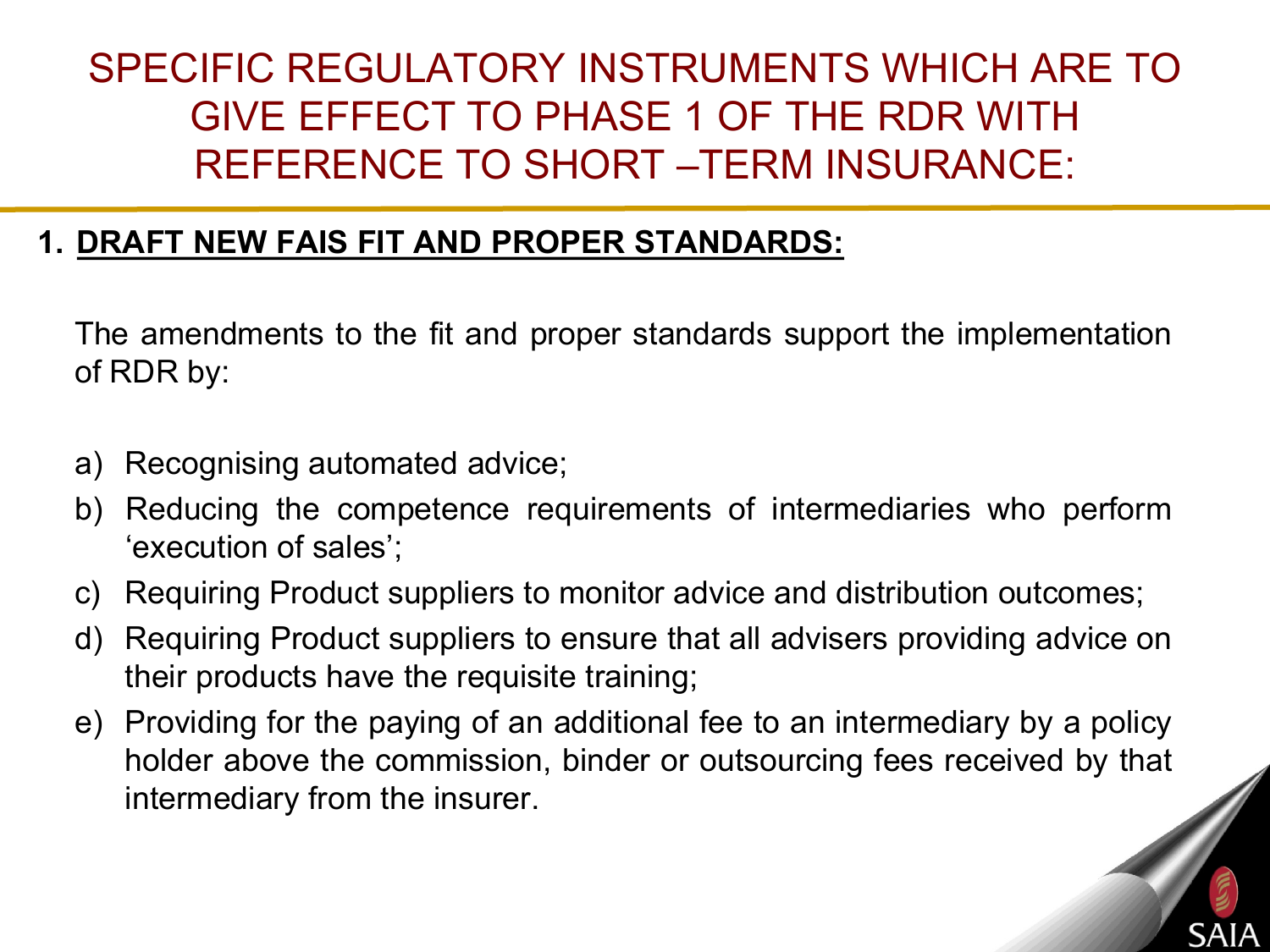# SPECIFIC REGULATORY INSTRUMENTS WHICH ARE TO GIVE EFFECT TO PHASE 1 OF THE RDR WITH REFERENCE TO SHORT –TERM INSURANCE:

## 1. DRAFT NEW FAIS FIT AND PROPER STANDARDS:

The amendments to the fit and proper standards support the implementation of RDR by:

a) Recognising automated advice;

b) Reducing the competence requirements of intermediaries who perform 'execution of sales';

c) Requiring Product suppliers to monitor advice and distribution outcomes;

d) Requiring Product suppliers to ensure that all advisers providing advice on their products have the requisite training;

e) Providing for the paying of an additional fee to an intermediary by a policy holder above the commission, binder or outsourcing fees received by that intermediary from the insurer.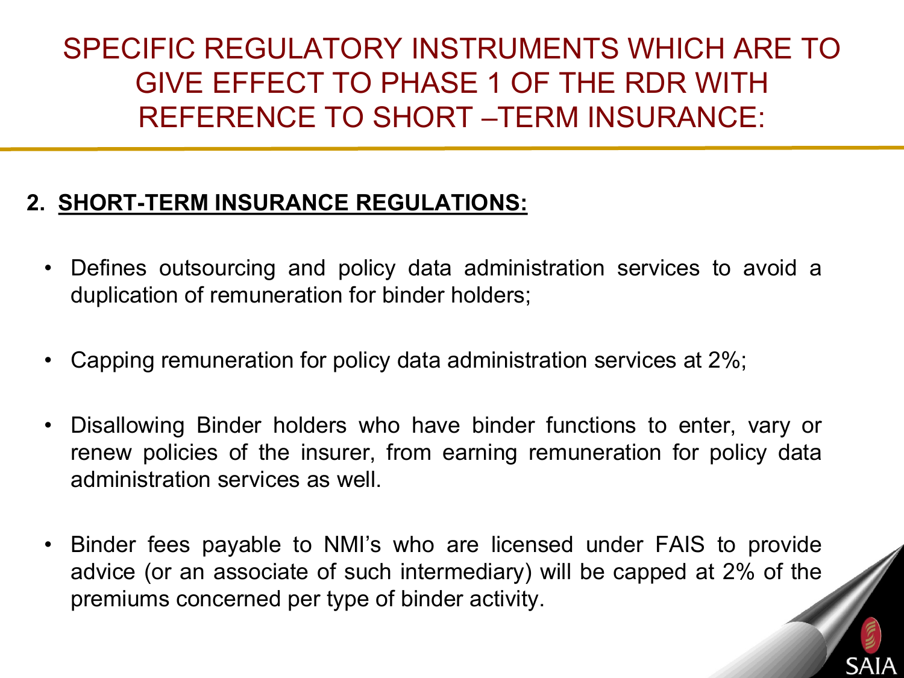# SPECIFIC REGULATORY INSTRUMENTS WHICH ARE TO GIVE EFFECT TO PHASE 1 OF THE RDR WITH REFERENCE TO SHORT –TERM INSURANCE:

## 2. SHORT-TERM INSURANCE REGULATIONS:

- Defines outsourcing and policy data administration services to avoid a duplication of remuneration for binder holders;
- Capping remuneration for policy data administration services at 2%;
- Disallowing Binder holders who have binder functions to enter, vary or renew policies of the insurer, from earning remuneration for policy data administration services as well.
- Binder fees payable to NMI's who are licensed under FAIS to provide advice (or an associate of such intermediary) will be capped at 2% of the premiums concerned per type of binder activity.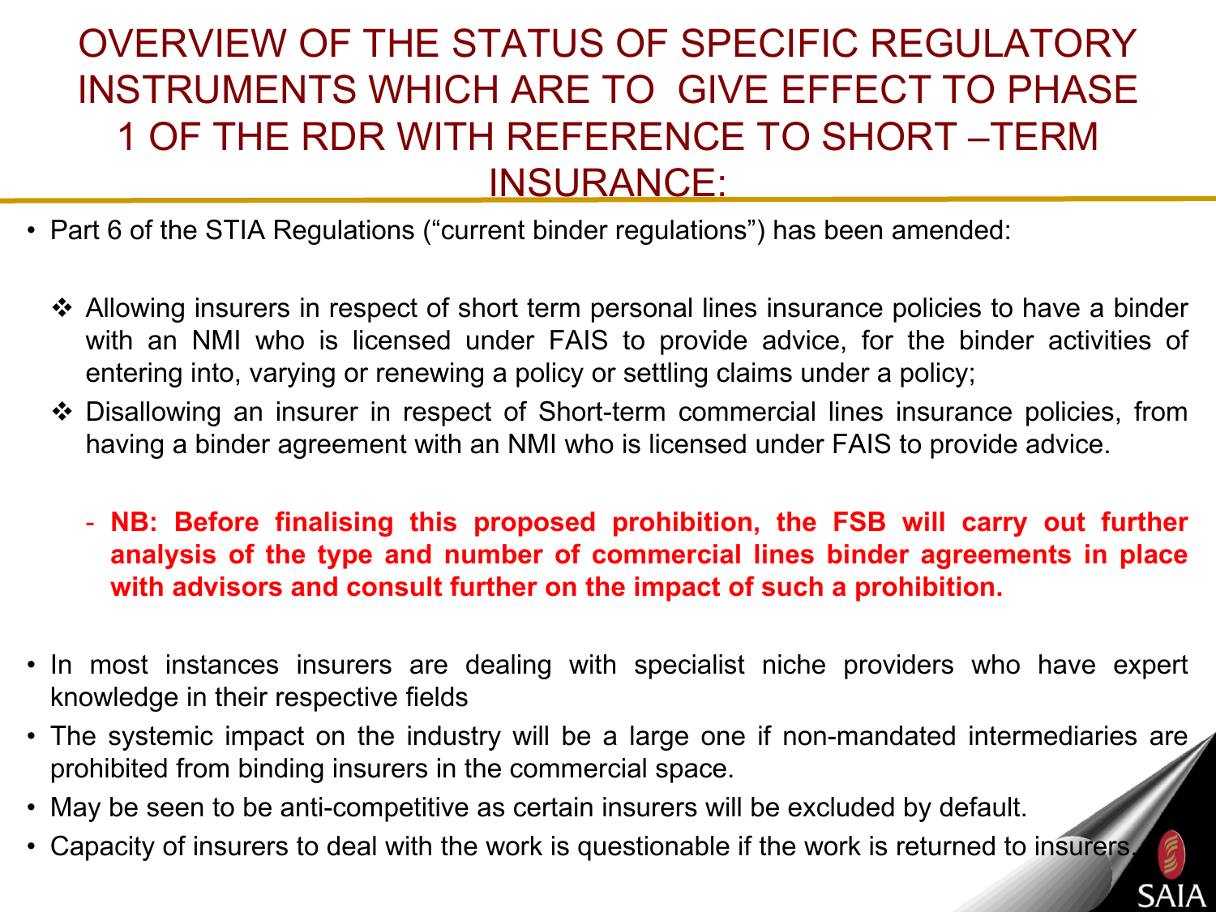# OVERVIEW OF THE STATUS OF SPECIFIC REGULATORY INSTRUMENTS WHICH ARE TO GIVE EFFECT TO PHASE 1 OF THE RDR WITH REFERENCE TO SHORT –TERM INSURANCE:

- Part 6 of the STIA Regulations ("current binder regulations") has been amended:
  - Allowing insurers in respect of short term personal lines insurance policies to have a binder with an NMI who is licensed under FAIS to provide advice, for the binder activities of entering into, varying or renewing a policy or settling claims under a policy;
  - Disallowing an insurer in respect of Short-term commercial lines insurance policies, from having a binder agreement with an NMI who is licensed under FAIS to provide advice.
    - **NB: Before finalising this proposed prohibition, the FSB will carry out further analysis of the type and number of commercial lines binder agreements in place with advisors and consult further on the impact of such a prohibition.**
- In most instances insurers are dealing with specialist niche providers who have expert knowledge in their respective fields
- The systemic impact on the industry will be a large one if non-mandated intermediaries are prohibited from binding insurers in the commercial space.
- May be seen to be anti-competitive as certain insurers will be excluded by default.
- Capacity of insurers to deal with the work is questionable if the work is returned to insurers.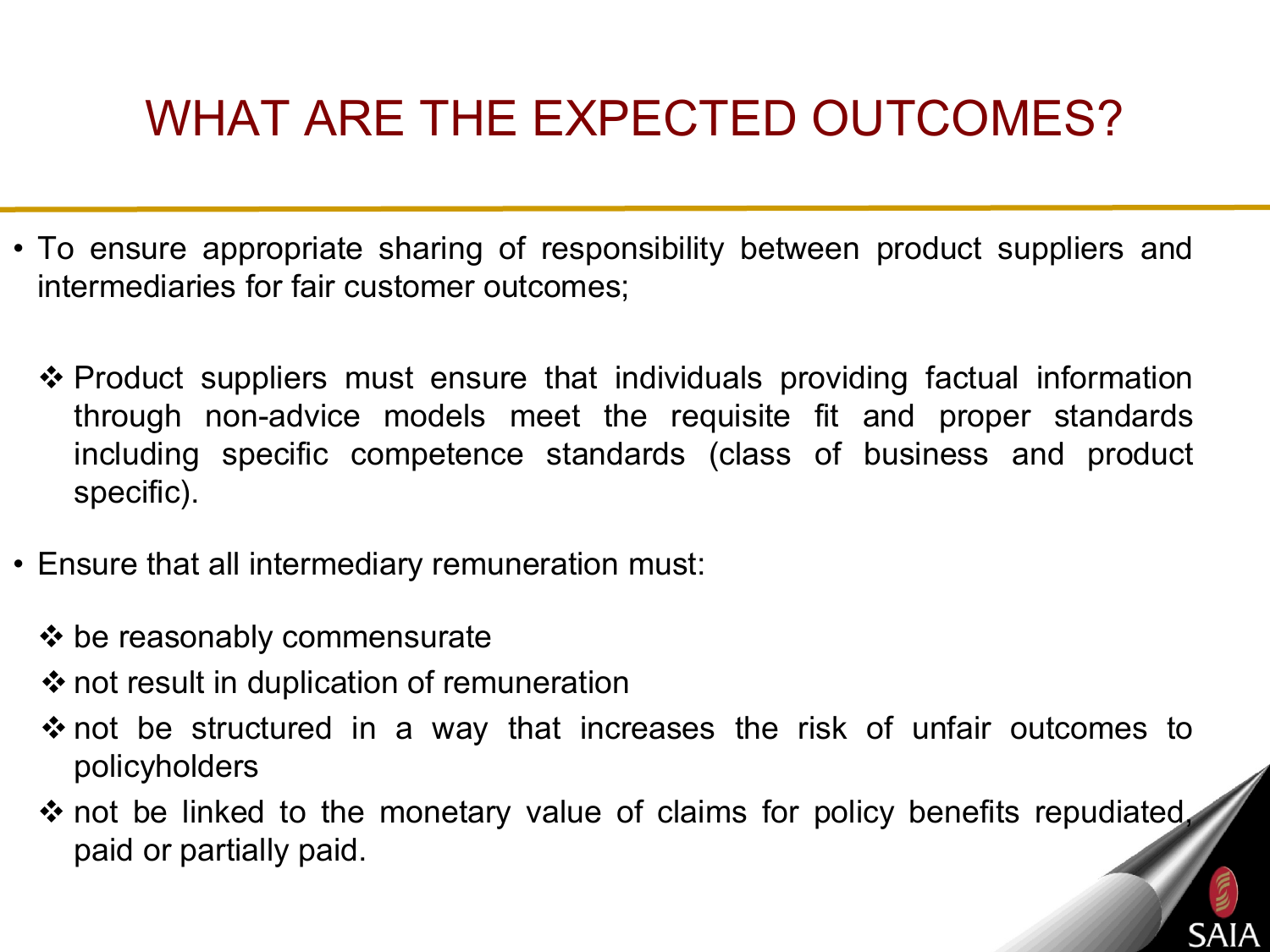# WHAT ARE THE EXPECTED OUTCOMES?

- To ensure appropriate sharing of responsibility between product suppliers and intermediaries for fair customer outcomes;
  - ❖ Product suppliers must ensure that individuals providing factual information through non-advice models meet the requisite fit and proper standards including specific competence standards (class of business and product specific).
- Ensure that all intermediary remuneration must:
  - ❖ be reasonably commensurate
  - ❖ not result in duplication of remuneration
  - ❖ not be structured in a way that increases the risk of unfair outcomes to policyholders
  - ❖ not be linked to the monetary value of claims for policy benefits repudiated, paid or partially paid.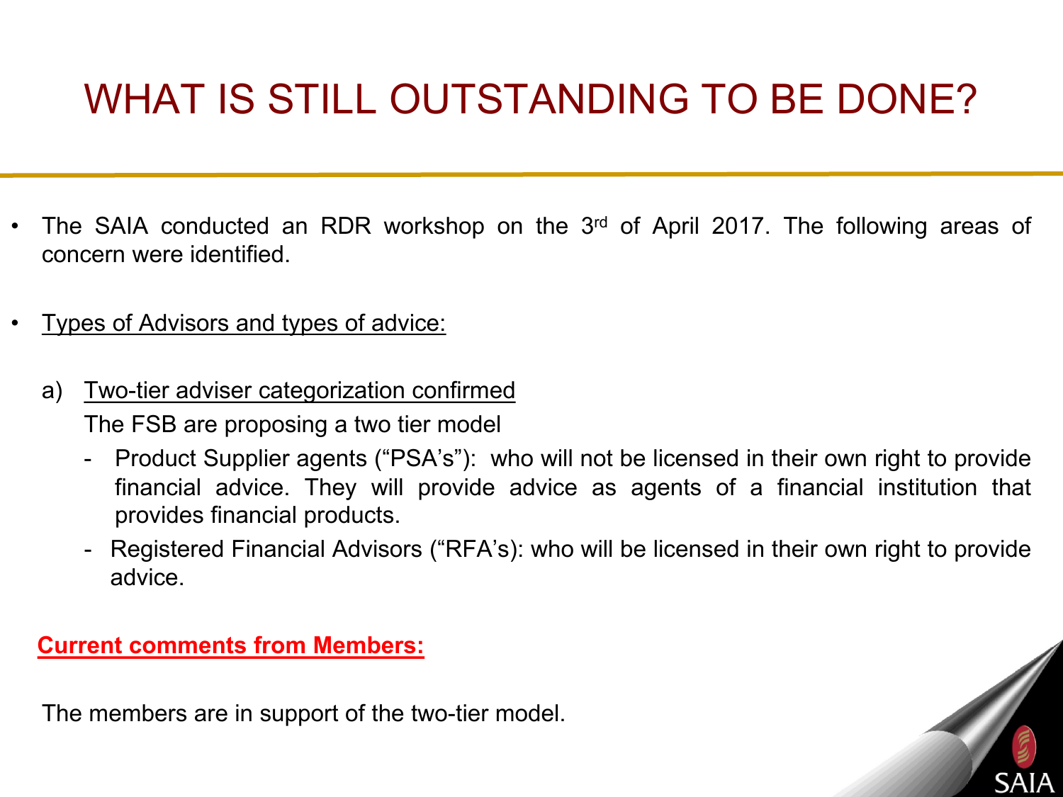# WHAT IS STILL OUTSTANDING TO BE DONE?

- The SAIA conducted an RDR workshop on the 3rd of April 2017. The following areas of concern were identified.

- Types of Advisors and types of advice:

  a) Two-tier adviser categorization confirmed

     The FSB are proposing a two tier model

     - Product Supplier agents ("PSA's"): who will not be licensed in their own right to provide financial advice. They will provide advice as agents of a financial institution that provides financial products.
     - Registered Financial Advisors ("RFA's): who will be licensed in their own right to provide advice.

**Current comments from Members:**

The members are in support of the two-tier model.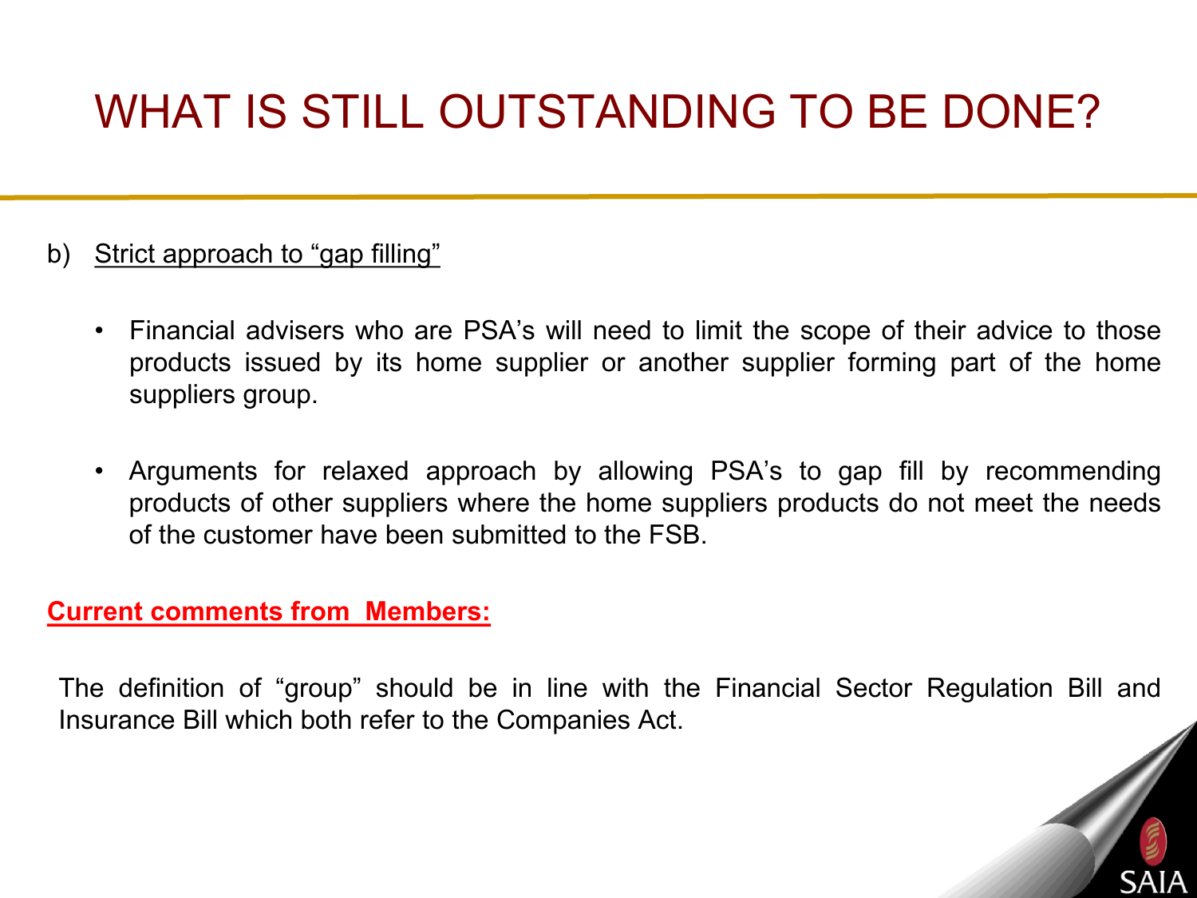# WHAT IS STILL OUTSTANDING TO BE DONE?

b) Strict approach to "gap filling"

- Financial advisers who are PSA's will need to limit the scope of their advice to those products issued by its home supplier or another supplier forming part of the home suppliers group.
- Arguments for relaxed approach by allowing PSA's to gap fill by recommending products of other suppliers where the home suppliers products do not meet the needs of the customer have been submitted to the FSB.

**Current comments from Members:**

The definition of "group" should be in line with the Financial Sector Regulation Bill and Insurance Bill which both refer to the Companies Act.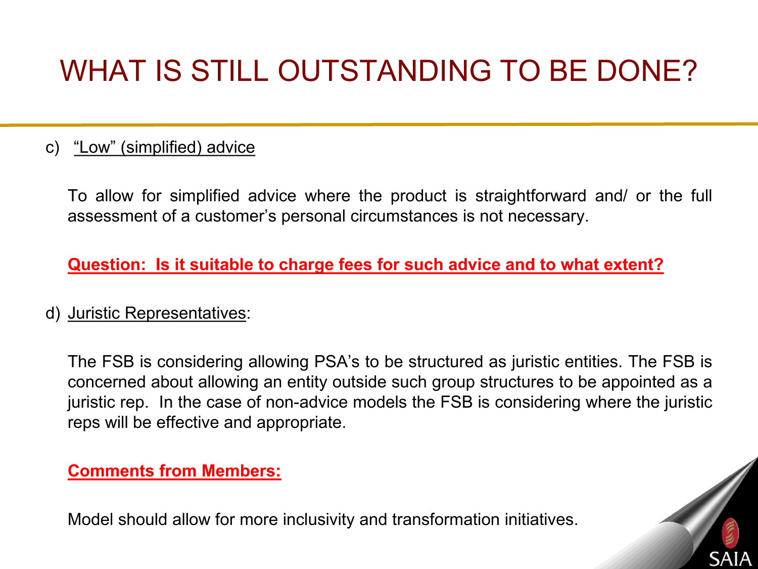# WHAT IS STILL OUTSTANDING TO BE DONE?

c) "Low" (simplified) advice

To allow for simplified advice where the product is straightforward and/ or the full assessment of a customer's personal circumstances is not necessary.

**Question: Is it suitable to charge fees for such advice and to what extent?**

d) Juristic Representatives:

The FSB is considering allowing PSA's to be structured as juristic entities. The FSB is concerned about allowing an entity outside such group structures to be appointed as a juristic rep. In the case of non-advice models the FSB is considering where the juristic reps will be effective and appropriate.

**Comments from Members:**

Model should allow for more inclusivity and transformation initiatives.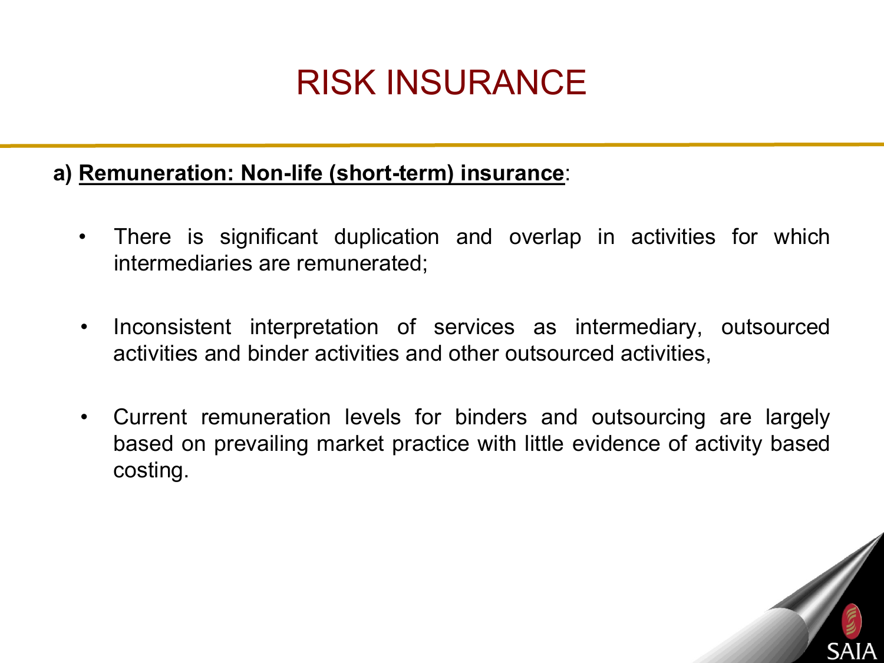# RISK INSURANCE

**a) <u>Remuneration: Non-life (short-term) insurance</u>**:

- There is significant duplication and overlap in activities for which intermediaries are remunerated;
- Inconsistent interpretation of services as intermediary, outsourced activities and binder activities and other outsourced activities,
- Current remuneration levels for binders and outsourcing are largely based on prevailing market practice with little evidence of activity based costing.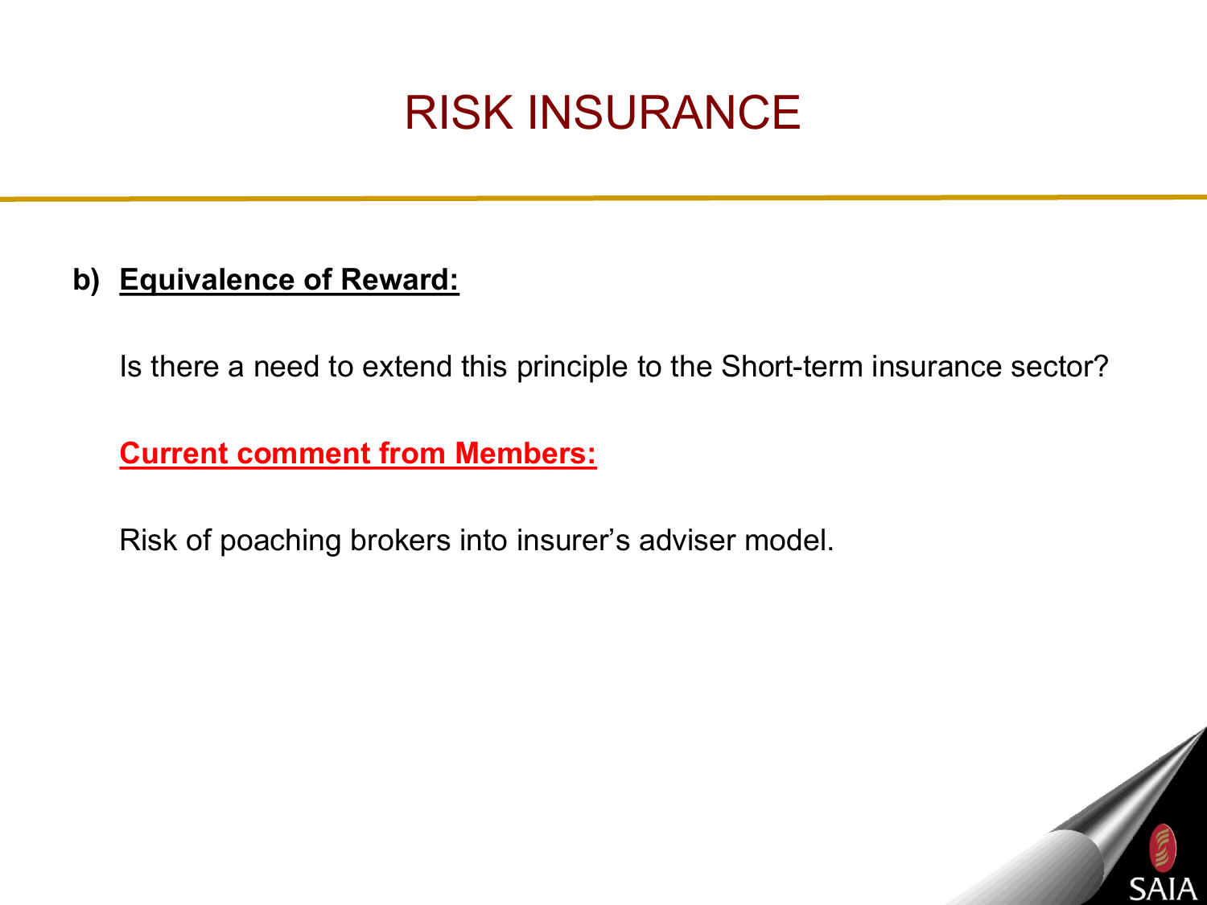# RISK INSURANCE

**b) Equivalence of Reward:**

Is there a need to extend this principle to the Short-term insurance sector?

**Current comment from Members:**

Risk of poaching brokers into insurer's adviser model.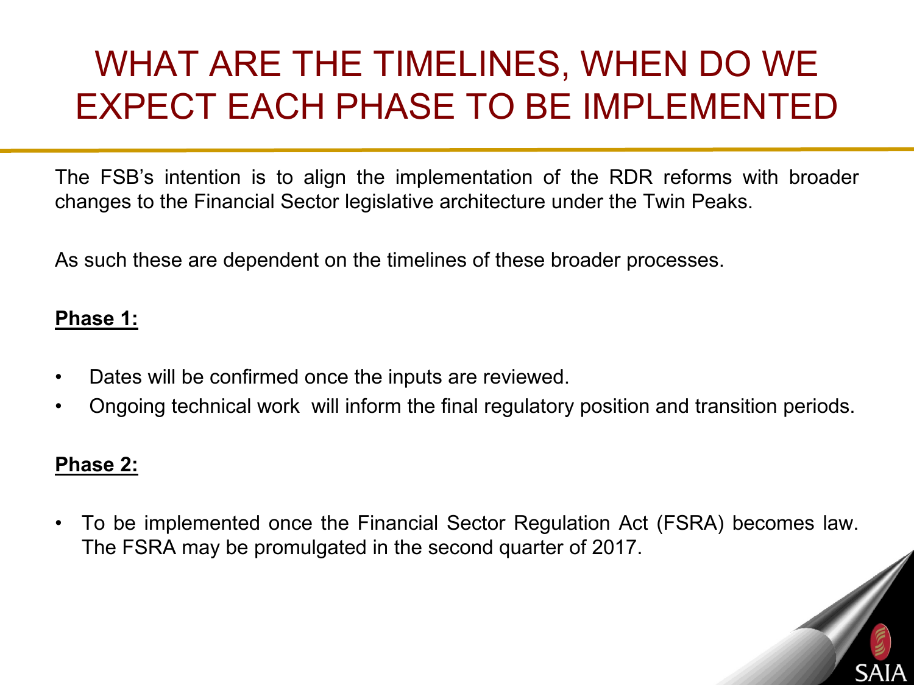# WHAT ARE THE TIMELINES, WHEN DO WE EXPECT EACH PHASE TO BE IMPLEMENTED

The FSB's intention is to align the implementation of the RDR reforms with broader changes to the Financial Sector legislative architecture under the Twin Peaks.

As such these are dependent on the timelines of these broader processes.

**Phase 1:**

- Dates will be confirmed once the inputs are reviewed.
- Ongoing technical work will inform the final regulatory position and transition periods.

**Phase 2:**

- To be implemented once the Financial Sector Regulation Act (FSRA) becomes law. The FSRA may be promulgated in the second quarter of 2017.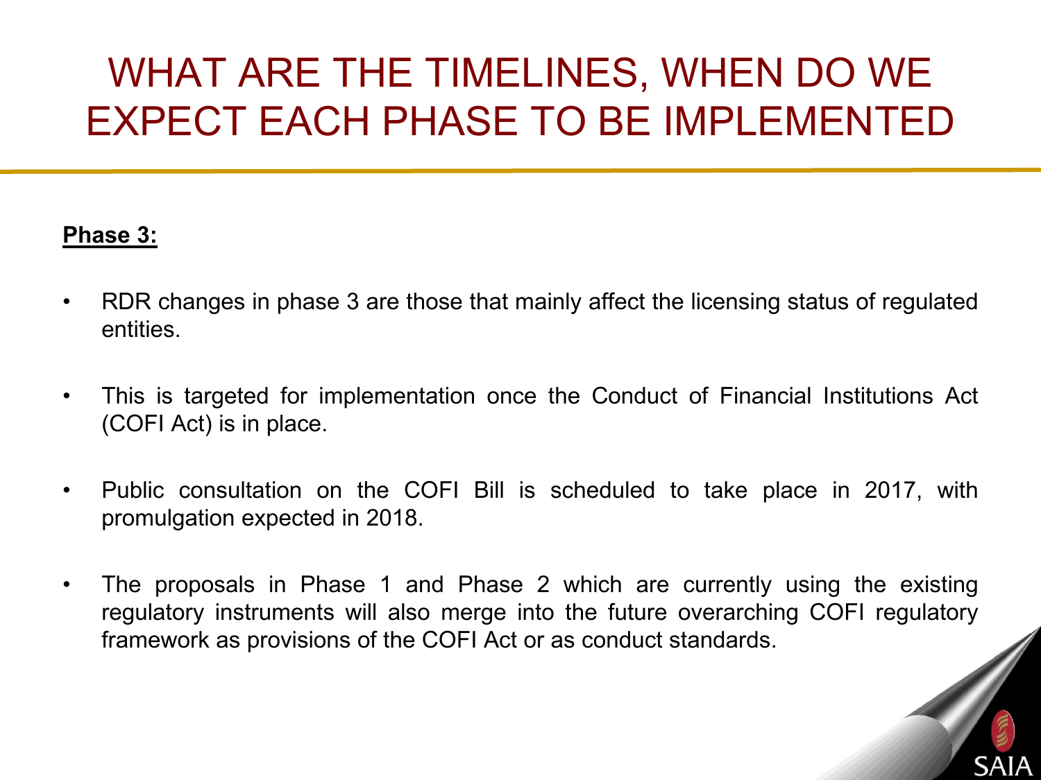# WHAT ARE THE TIMELINES, WHEN DO WE EXPECT EACH PHASE TO BE IMPLEMENTED

**Phase 3:**

- RDR changes in phase 3 are those that mainly affect the licensing status of regulated entities.
- This is targeted for implementation once the Conduct of Financial Institutions Act (COFI Act) is in place.
- Public consultation on the COFI Bill is scheduled to take place in 2017, with promulgation expected in 2018.
- The proposals in Phase 1 and Phase 2 which are currently using the existing regulatory instruments will also merge into the future overarching COFI regulatory framework as provisions of the COFI Act or as conduct standards.